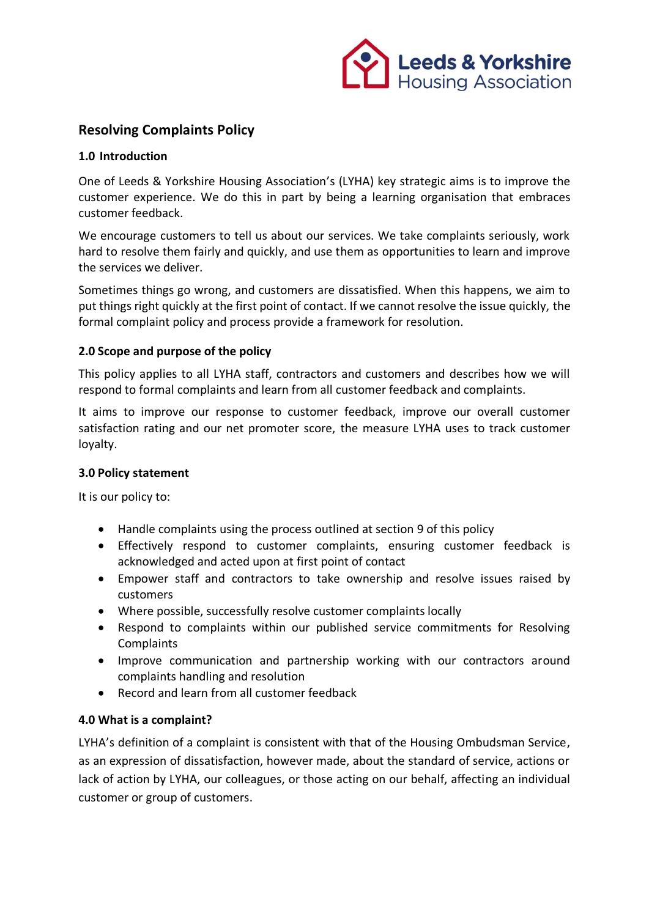# Resolving Complaints Policy

## 1.0 Introduction

One of Leeds & Yorkshire Housing Association's (LYHA) key strategic aims is to improve the customer experience. We do this in part by being a learning organisation that embraces customer feedback.

We encourage customers to tell us about our services. We take complaints seriously, work hard to resolve them fairly and quickly, and use them as opportunities to learn and improve the services we deliver.

Sometimes things go wrong, and customers are dissatisfied. When this happens, we aim to put things right quickly at the first point of contact. If we cannot resolve the issue quickly, the formal complaint policy and process provide a framework for resolution.

## 2.0 Scope and purpose of the policy

This policy applies to all LYHA staff, contractors and customers and describes how we will respond to formal complaints and learn from all customer feedback and complaints.

It aims to improve our response to customer feedback, improve our overall customer satisfaction rating and our net promoter score, the measure LYHA uses to track customer loyalty.

## 3.0 Policy statement

It is our policy to:

- Handle complaints using the process outlined at section 9 of this policy
- Effectively respond to customer complaints, ensuring customer feedback is acknowledged and acted upon at first point of contact
- Empower staff and contractors to take ownership and resolve issues raised by customers
- Where possible, successfully resolve customer complaints locally
- Respond to complaints within our published service commitments for Resolving Complaints
- Improve communication and partnership working with our contractors around complaints handling and resolution
- Record and learn from all customer feedback

## 4.0 What is a complaint?

LYHA's definition of a complaint is consistent with that of the Housing Ombudsman Service, as an expression of dissatisfaction, however made, about the standard of service, actions or lack of action by LYHA, our colleagues, or those acting on our behalf, affecting an individual customer or group of customers.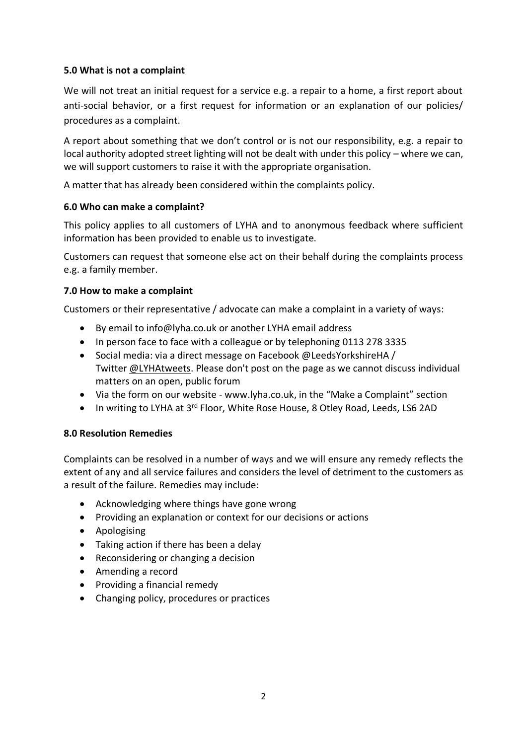### 5.0 What is not a complaint

We will not treat an initial request for a service e.g. a repair to a home, a first report about anti-social behavior, or a first request for information or an explanation of our policies/ procedures as a complaint.

A report about something that we don't control or is not our responsibility, e.g. a repair to local authority adopted street lighting will not be dealt with under this policy – where we can, we will support customers to raise it with the appropriate organisation.

A matter that has already been considered within the complaints policy.

### 6.0 Who can make a complaint?

This policy applies to all customers of LYHA and to anonymous feedback where sufficient information has been provided to enable us to investigate.

Customers can request that someone else act on their behalf during the complaints process e.g. a family member.

### 7.0 How to make a complaint

Customers or their representative / advocate can make a complaint in a variety of ways:

- By email to info@lyha.co.uk or another LYHA email address
- In person face to face with a colleague or by telephoning 0113 278 3335
- Social media: via a direct message on Facebook @LeedsYorkshireHA / Twitter @LYHAtweets. Please don't post on the page as we cannot discuss individual matters on an open, public forum
- Via the form on our website - www.lyha.co.uk, in the "Make a Complaint" section
- In writing to LYHA at 3rd Floor, White Rose House, 8 Otley Road, Leeds, LS6 2AD

### 8.0 Resolution Remedies

Complaints can be resolved in a number of ways and we will ensure any remedy reflects the extent of any and all service failures and considers the level of detriment to the customers as a result of the failure. Remedies may include:

- Acknowledging where things have gone wrong
- Providing an explanation or context for our decisions or actions
- Apologising
- Taking action if there has been a delay
- Reconsidering or changing a decision
- Amending a record
- Providing a financial remedy
- Changing policy, procedures or practices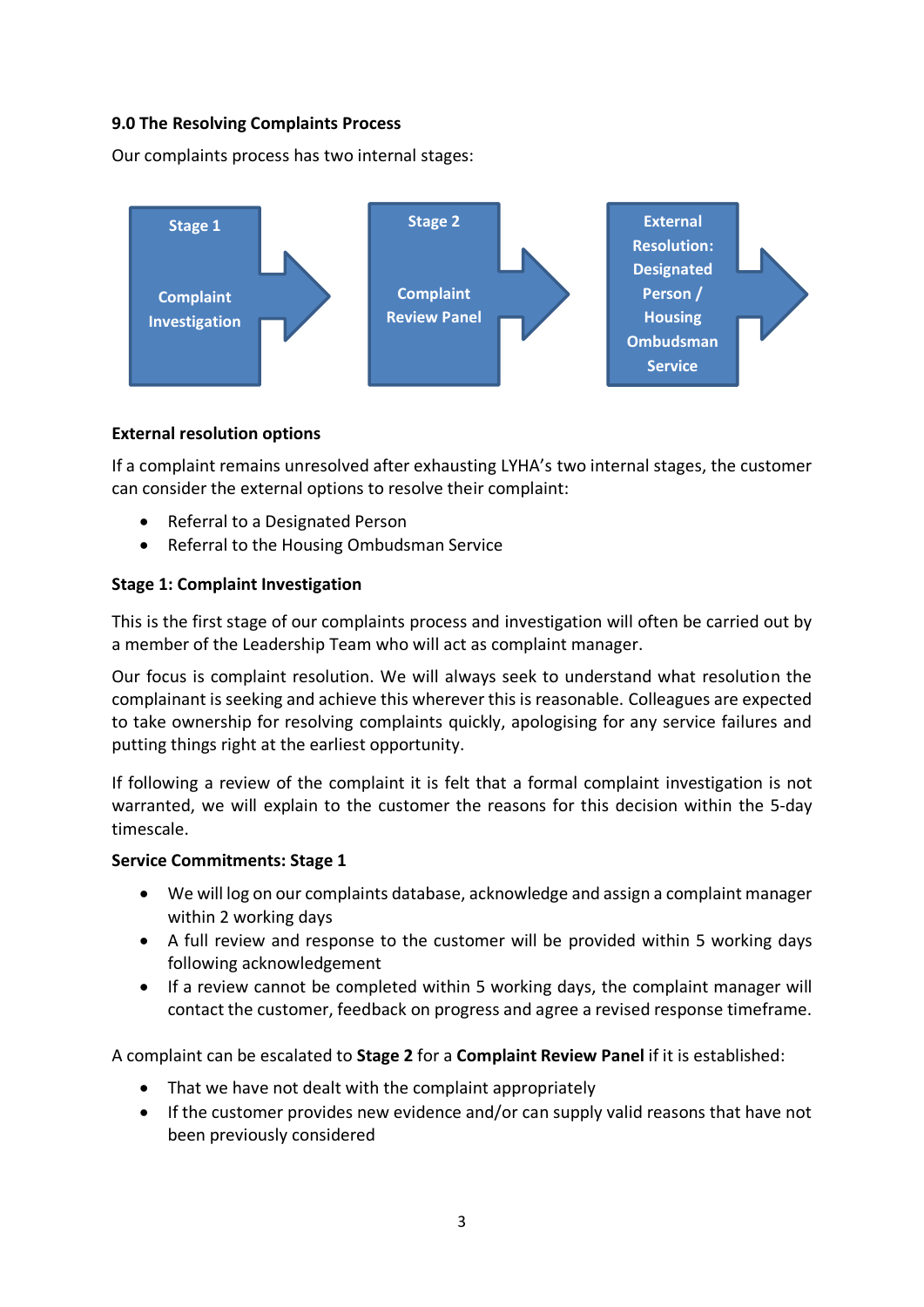### 9.0 The Resolving Complaints Process

Our complaints process has two internal stages:

**Stage 1** — Complaint Investigation → **Stage 2** — Complaint Review Panel → **External Resolution: Designated Person / Housing Ombudsman Service**

**External resolution options**

If a complaint remains unresolved after exhausting LYHA's two internal stages, the customer can consider the external options to resolve their complaint:

- Referral to a Designated Person
- Referral to the Housing Ombudsman Service

**Stage 1: Complaint Investigation**

This is the first stage of our complaints process and investigation will often be carried out by a member of the Leadership Team who will act as complaint manager.

Our focus is complaint resolution. We will always seek to understand what resolution the complainant is seeking and achieve this wherever this is reasonable. Colleagues are expected to take ownership for resolving complaints quickly, apologising for any service failures and putting things right at the earliest opportunity.

If following a review of the complaint it is felt that a formal complaint investigation is not warranted, we will explain to the customer the reasons for this decision within the 5-day timescale.

**Service Commitments: Stage 1**

- We will log on our complaints database, acknowledge and assign a complaint manager within 2 working days
- A full review and response to the customer will be provided within 5 working days following acknowledgement
- If a review cannot be completed within 5 working days, the complaint manager will contact the customer, feedback on progress and agree a revised response timeframe.

A complaint can be escalated to **Stage 2** for a **Complaint Review Panel** if it is established:

- That we have not dealt with the complaint appropriately
- If the customer provides new evidence and/or can supply valid reasons that have not been previously considered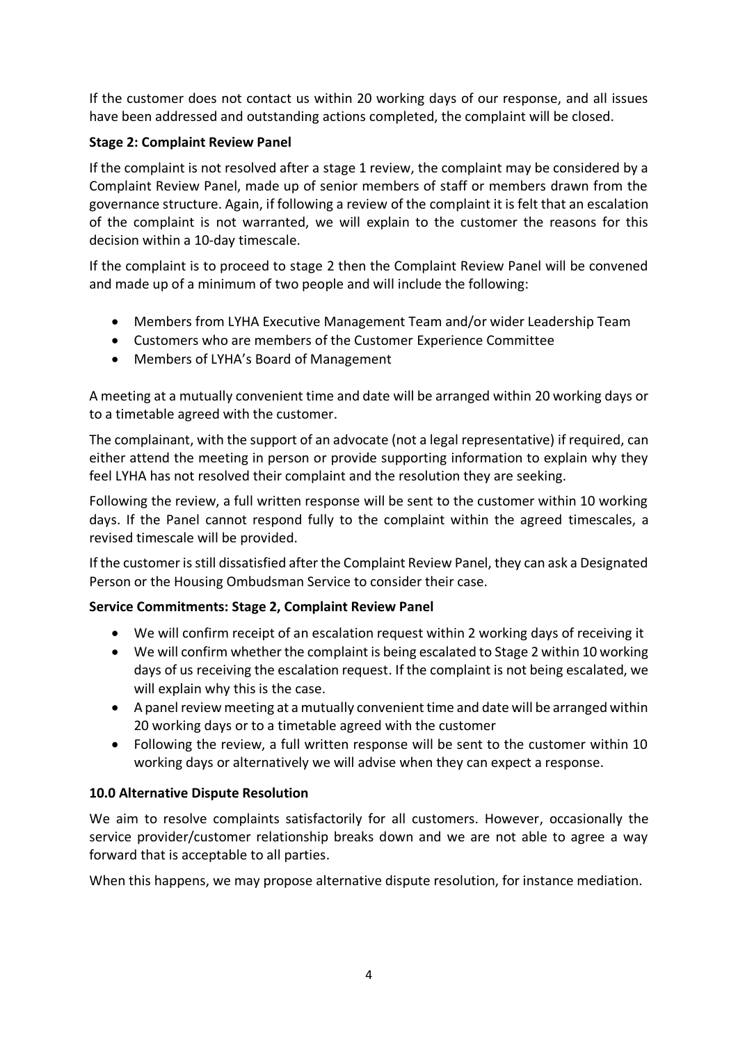If the customer does not contact us within 20 working days of our response, and all issues have been addressed and outstanding actions completed, the complaint will be closed.

**Stage 2: Complaint Review Panel**

If the complaint is not resolved after a stage 1 review, the complaint may be considered by a Complaint Review Panel, made up of senior members of staff or members drawn from the governance structure. Again, if following a review of the complaint it is felt that an escalation of the complaint is not warranted, we will explain to the customer the reasons for this decision within a 10-day timescale.

If the complaint is to proceed to stage 2 then the Complaint Review Panel will be convened and made up of a minimum of two people and will include the following:

- Members from LYHA Executive Management Team and/or wider Leadership Team
- Customers who are members of the Customer Experience Committee
- Members of LYHA's Board of Management

A meeting at a mutually convenient time and date will be arranged within 20 working days or to a timetable agreed with the customer.

The complainant, with the support of an advocate (not a legal representative) if required, can either attend the meeting in person or provide supporting information to explain why they feel LYHA has not resolved their complaint and the resolution they are seeking.

Following the review, a full written response will be sent to the customer within 10 working days. If the Panel cannot respond fully to the complaint within the agreed timescales, a revised timescale will be provided.

If the customer is still dissatisfied after the Complaint Review Panel, they can ask a Designated Person or the Housing Ombudsman Service to consider their case.

**Service Commitments: Stage 2, Complaint Review Panel**

- We will confirm receipt of an escalation request within 2 working days of receiving it
- We will confirm whether the complaint is being escalated to Stage 2 within 10 working days of us receiving the escalation request. If the complaint is not being escalated, we will explain why this is the case.
- A panel review meeting at a mutually convenient time and date will be arranged within 20 working days or to a timetable agreed with the customer
- Following the review, a full written response will be sent to the customer within 10 working days or alternatively we will advise when they can expect a response.

**10.0 Alternative Dispute Resolution**

We aim to resolve complaints satisfactorily for all customers. However, occasionally the service provider/customer relationship breaks down and we are not able to agree a way forward that is acceptable to all parties.

When this happens, we may propose alternative dispute resolution, for instance mediation.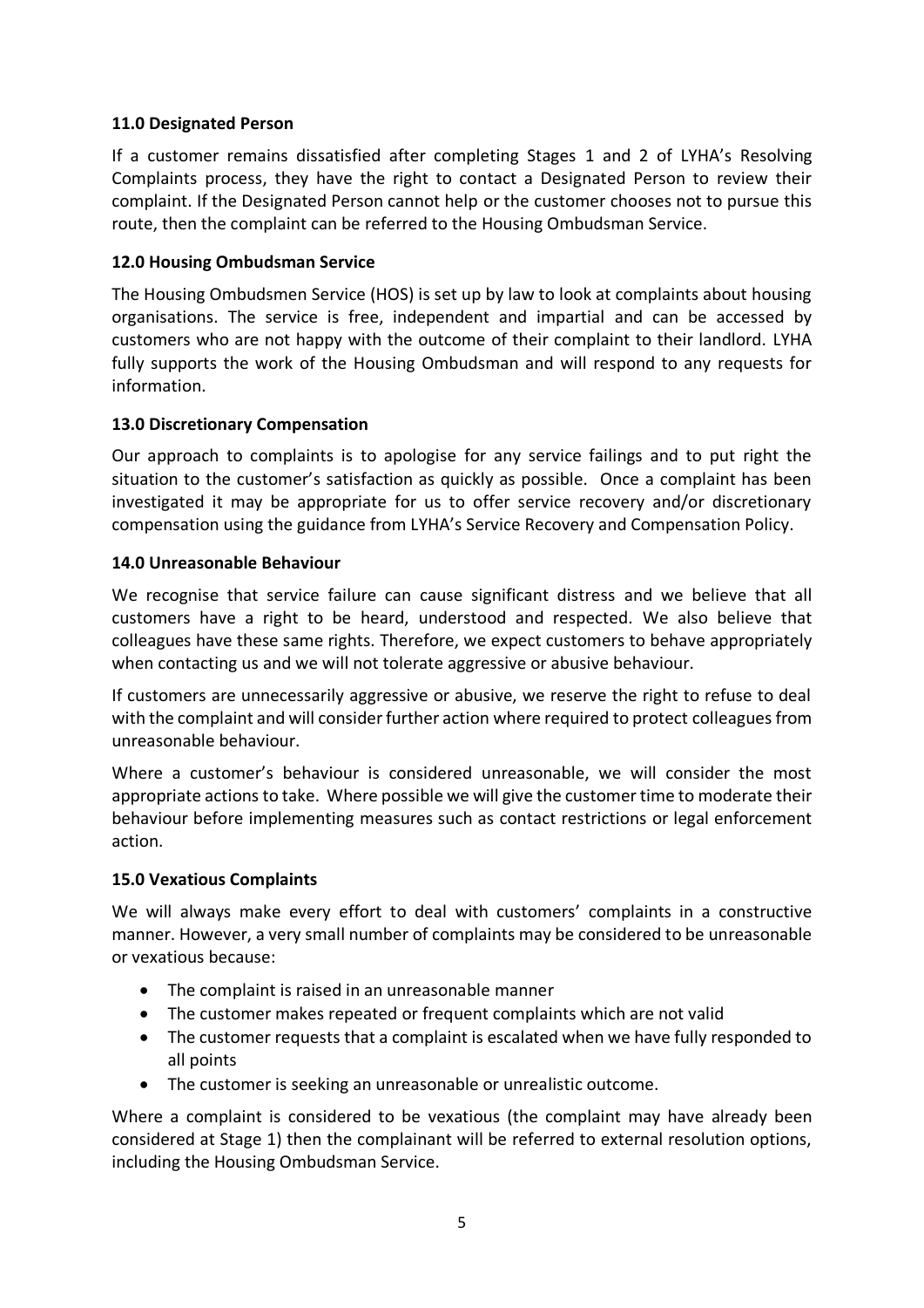**11.0 Designated Person**

If a customer remains dissatisfied after completing Stages 1 and 2 of LYHA's Resolving Complaints process, they have the right to contact a Designated Person to review their complaint. If the Designated Person cannot help or the customer chooses not to pursue this route, then the complaint can be referred to the Housing Ombudsman Service.

**12.0 Housing Ombudsman Service**

The Housing Ombudsmen Service (HOS) is set up by law to look at complaints about housing organisations. The service is free, independent and impartial and can be accessed by customers who are not happy with the outcome of their complaint to their landlord. LYHA fully supports the work of the Housing Ombudsman and will respond to any requests for information.

**13.0 Discretionary Compensation**

Our approach to complaints is to apologise for any service failings and to put right the situation to the customer's satisfaction as quickly as possible. Once a complaint has been investigated it may be appropriate for us to offer service recovery and/or discretionary compensation using the guidance from LYHA's Service Recovery and Compensation Policy.

**14.0 Unreasonable Behaviour**

We recognise that service failure can cause significant distress and we believe that all customers have a right to be heard, understood and respected. We also believe that colleagues have these same rights. Therefore, we expect customers to behave appropriately when contacting us and we will not tolerate aggressive or abusive behaviour.

If customers are unnecessarily aggressive or abusive, we reserve the right to refuse to deal with the complaint and will consider further action where required to protect colleagues from unreasonable behaviour.

Where a customer's behaviour is considered unreasonable, we will consider the most appropriate actions to take. Where possible we will give the customer time to moderate their behaviour before implementing measures such as contact restrictions or legal enforcement action.

**15.0 Vexatious Complaints**

We will always make every effort to deal with customers' complaints in a constructive manner. However, a very small number of complaints may be considered to be unreasonable or vexatious because:

- The complaint is raised in an unreasonable manner
- The customer makes repeated or frequent complaints which are not valid
- The customer requests that a complaint is escalated when we have fully responded to all points
- The customer is seeking an unreasonable or unrealistic outcome.

Where a complaint is considered to be vexatious (the complaint may have already been considered at Stage 1) then the complainant will be referred to external resolution options, including the Housing Ombudsman Service.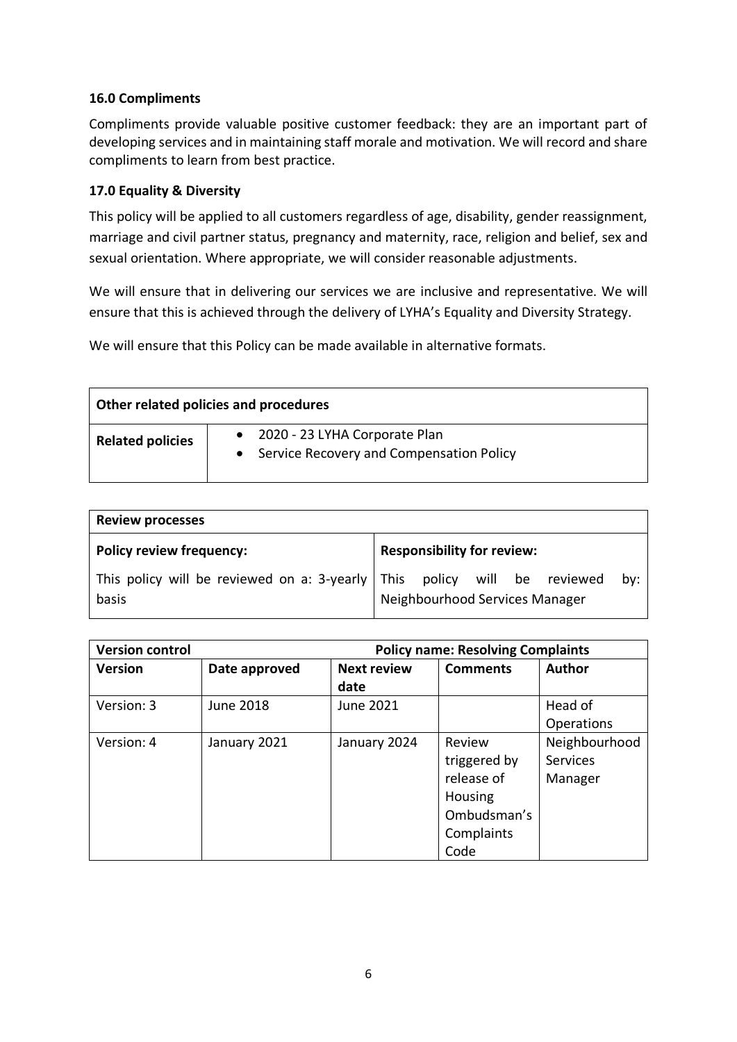### 16.0 Compliments

Compliments provide valuable positive customer feedback: they are an important part of developing services and in maintaining staff morale and motivation. We will record and share compliments to learn from best practice.

### 17.0 Equality & Diversity

This policy will be applied to all customers regardless of age, disability, gender reassignment, marriage and civil partner status, pregnancy and maternity, race, religion and belief, sex and sexual orientation. Where appropriate, we will consider reasonable adjustments.

We will ensure that in delivering our services we are inclusive and representative. We will ensure that this is achieved through the delivery of LYHA's Equality and Diversity Strategy.

We will ensure that this Policy can be made available in alternative formats.

| **Other related policies and procedures** | |
|---|---|
| **Related policies** | • 2020 - 23 LYHA Corporate Plan<br>• Service Recovery and Compensation Policy |

| **Review processes** | |
|---|---|
| **Policy review frequency:** | **Responsibility for review:** |
| This policy will be reviewed on a: 3-yearly basis | This policy will be reviewed by: Neighbourhood Services Manager |

| **Version control** | | **Policy name: Resolving Complaints** | | |
|---|---|---|---|---|
| **Version** | **Date approved** | **Next review date** | **Comments** | **Author** |
| Version: 3 | June 2018 | June 2021 | | Head of Operations |
| Version: 4 | January 2021 | January 2024 | Review triggered by release of Housing Ombudsman's Complaints Code | Neighbourhood Services Manager |